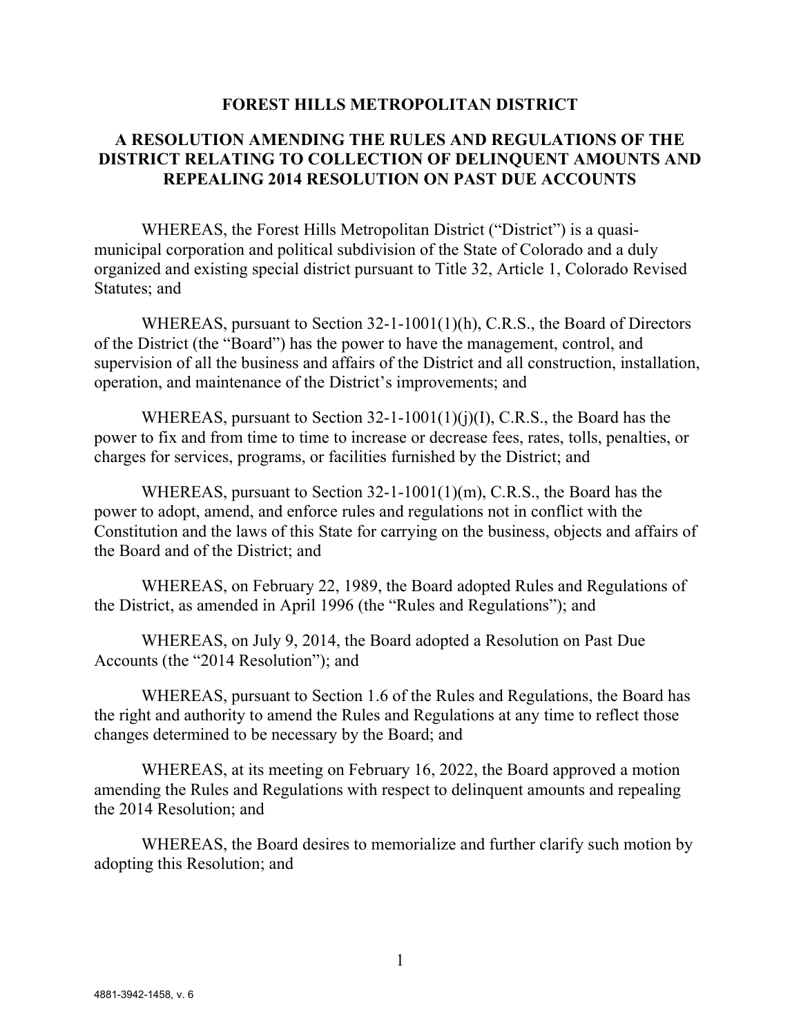# FOREST HILLS METROPOLITAN DISTRICT

## A RESOLUTION AMENDING THE RULES AND REGULATIONS OF THE DISTRICT RELATING TO COLLECTION OF DELINQUENT AMOUNTS AND REPEALING 2014 RESOLUTION ON PAST DUE ACCOUNTS

WHEREAS, the Forest Hills Metropolitan District ("District") is a quasi-municipal corporation and political subdivision of the State of Colorado and a duly organized and existing special district pursuant to Title 32, Article 1, Colorado Revised Statutes; and

WHEREAS, pursuant to Section 32-1-1001(1)(h), C.R.S., the Board of Directors of the District (the "Board") has the power to have the management, control, and supervision of all the business and affairs of the District and all construction, installation, operation, and maintenance of the District's improvements; and

WHEREAS, pursuant to Section 32-1-1001(1)(j)(I), C.R.S., the Board has the power to fix and from time to time to increase or decrease fees, rates, tolls, penalties, or charges for services, programs, or facilities furnished by the District; and

WHEREAS, pursuant to Section 32-1-1001(1)(m), C.R.S., the Board has the power to adopt, amend, and enforce rules and regulations not in conflict with the Constitution and the laws of this State for carrying on the business, objects and affairs of the Board and of the District; and

WHEREAS, on February 22, 1989, the Board adopted Rules and Regulations of the District, as amended in April 1996 (the "Rules and Regulations"); and

WHEREAS, on July 9, 2014, the Board adopted a Resolution on Past Due Accounts (the "2014 Resolution"); and

WHEREAS, pursuant to Section 1.6 of the Rules and Regulations, the Board has the right and authority to amend the Rules and Regulations at any time to reflect those changes determined to be necessary by the Board; and

WHEREAS, at its meeting on February 16, 2022, the Board approved a motion amending the Rules and Regulations with respect to delinquent amounts and repealing the 2014 Resolution; and

WHEREAS, the Board desires to memorialize and further clarify such motion by adopting this Resolution; and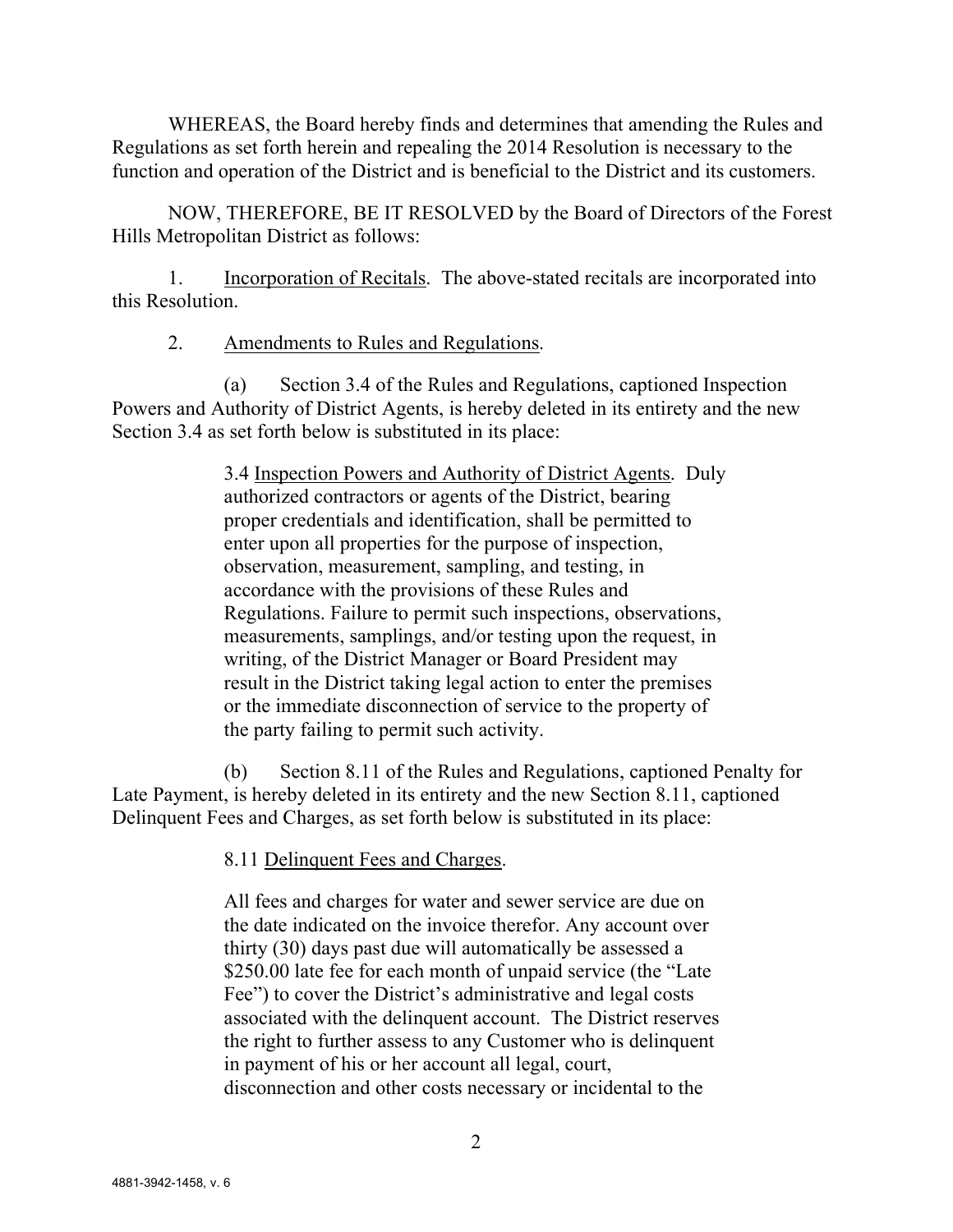WHEREAS, the Board hereby finds and determines that amending the Rules and Regulations as set forth herein and repealing the 2014 Resolution is necessary to the function and operation of the District and is beneficial to the District and its customers.

NOW, THEREFORE, BE IT RESOLVED by the Board of Directors of the Forest Hills Metropolitan District as follows:

1. Incorporation of Recitals. The above-stated recitals are incorporated into this Resolution.

2. Amendments to Rules and Regulations.

(a) Section 3.4 of the Rules and Regulations, captioned Inspection Powers and Authority of District Agents, is hereby deleted in its entirety and the new Section 3.4 as set forth below is substituted in its place:

> 3.4 Inspection Powers and Authority of District Agents. Duly authorized contractors or agents of the District, bearing proper credentials and identification, shall be permitted to enter upon all properties for the purpose of inspection, observation, measurement, sampling, and testing, in accordance with the provisions of these Rules and Regulations. Failure to permit such inspections, observations, measurements, samplings, and/or testing upon the request, in writing, of the District Manager or Board President may result in the District taking legal action to enter the premises or the immediate disconnection of service to the property of the party failing to permit such activity.

(b) Section 8.11 of the Rules and Regulations, captioned Penalty for Late Payment, is hereby deleted in its entirety and the new Section 8.11, captioned Delinquent Fees and Charges, as set forth below is substituted in its place:

> 8.11 Delinquent Fees and Charges.
>
> All fees and charges for water and sewer service are due on the date indicated on the invoice therefor. Any account over thirty (30) days past due will automatically be assessed a \$250.00 late fee for each month of unpaid service (the "Late Fee") to cover the District's administrative and legal costs associated with the delinquent account. The District reserves the right to further assess to any Customer who is delinquent in payment of his or her account all legal, court, disconnection and other costs necessary or incidental to the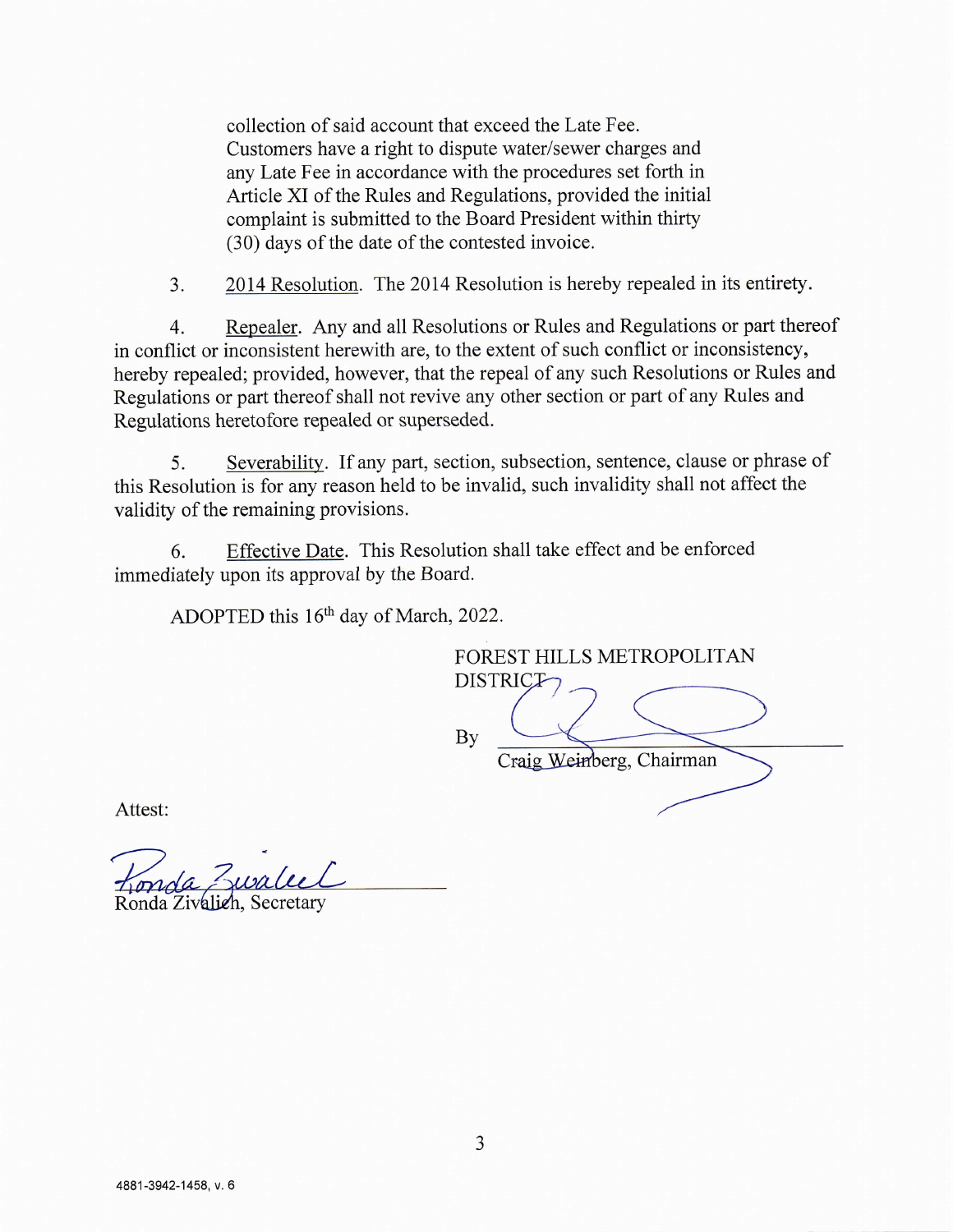collection of said account that exceed the Late Fee. Customers have a right to dispute water/sewer charges and any Late Fee in accordance with the procedures set forth in Article XI of the Rules and Regulations, provided the initial complaint is submitted to the Board President within thirty (30) days of the date of the contested invoice.

3. 2014 Resolution. The 2014 Resolution is hereby repealed in its entirety.

4. Repealer. Any and all Resolutions or Rules and Regulations or part thereof in conflict or inconsistent herewith are, to the extent of such conflict or inconsistency, hereby repealed; provided, however, that the repeal of any such Resolutions or Rules and Regulations or part thereof shall not revive any other section or part of any Rules and Regulations heretofore repealed or superseded.

5. Severability. If any part, section, subsection, sentence, clause or phrase of this Resolution is for any reason held to be invalid, such invalidity shall not affect the validity of the remaining provisions.

6. Effective Date. This Resolution shall take effect and be enforced immediately upon its approval by the Board.

ADOPTED this 16th day of March, 2022.

FOREST HILLS METROPOLITAN DISTRICT

By ______________________________
Craig Weinberg, Chairman

Attest:

______________________________
Ronda Zivalich, Secretary

4881-3942-1458, v. 6